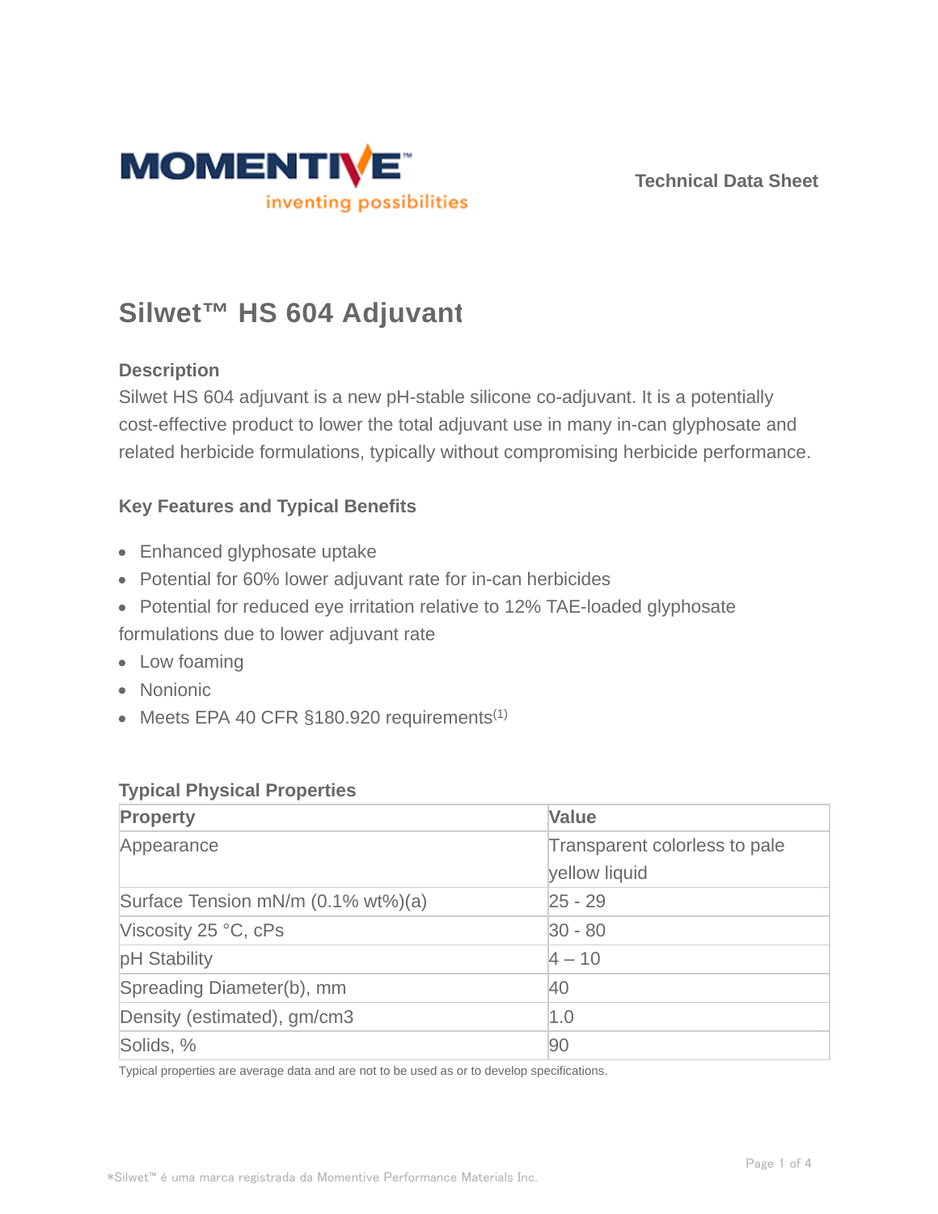Technical Data Sheet

# Silwet™ HS 604 Adjuvant

## Description

Silwet HS 604 adjuvant is a new pH-stable silicone co-adjuvant. It is a potentially cost-effective product to lower the total adjuvant use in many in-can glyphosate and related herbicide formulations, typically without compromising herbicide performance.

## Key Features and Typical Benefits

- Enhanced glyphosate uptake
- Potential for 60% lower adjuvant rate for in-can herbicides
- Potential for reduced eye irritation relative to 12% TAE-loaded glyphosate formulations due to lower adjuvant rate
- Low foaming
- Nonionic
- Meets EPA 40 CFR §180.920 requirements[1]

## Typical Physical Properties

| Property | Value |
|---|---|
| Appearance | Transparent colorless to pale yellow liquid |
| Surface Tension mN/m (0.1% wt%)(a) | 25 - 29 |
| Viscosity 25 °C, cPs | 30 - 80 |
| pH Stability | 4 – 10 |
| Spreading Diameter(b), mm | 40 |
| Density (estimated), gm/cm3 | 1.0 |
| Solids, % | 90 |

Typical properties are average data and are not to be used as or to develop specifications.

*Silwet™ é uma marca registrada da Momentive Performance Materials Inc.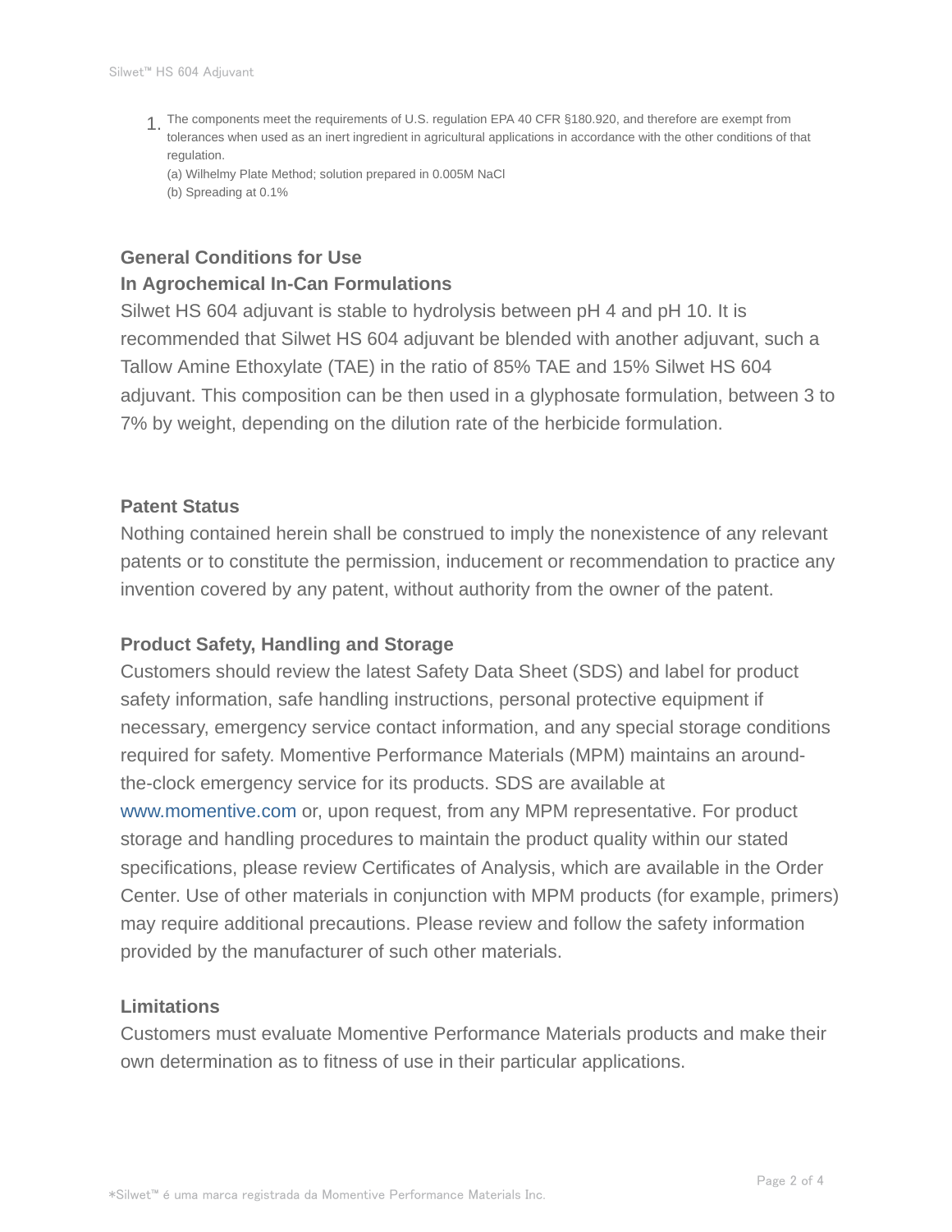1. The components meet the requirements of U.S. regulation EPA 40 CFR §180.920, and therefore are exempt from tolerances when used as an inert ingredient in agricultural applications in accordance with the other conditions of that regulation.
   (a) Wilhelmy Plate Method; solution prepared in 0.005M NaCl
   (b) Spreading at 0.1%

## General Conditions for Use

## In Agrochemical In-Can Formulations

Silwet HS 604 adjuvant is stable to hydrolysis between pH 4 and pH 10. It is recommended that Silwet HS 604 adjuvant be blended with another adjuvant, such a Tallow Amine Ethoxylate (TAE) in the ratio of 85% TAE and 15% Silwet HS 604 adjuvant. This composition can be then used in a glyphosate formulation, between 3 to 7% by weight, depending on the dilution rate of the herbicide formulation.

## Patent Status

Nothing contained herein shall be construed to imply the nonexistence of any relevant patents or to constitute the permission, inducement or recommendation to practice any invention covered by any patent, without authority from the owner of the patent.

## Product Safety, Handling and Storage

Customers should review the latest Safety Data Sheet (SDS) and label for product safety information, safe handling instructions, personal protective equipment if necessary, emergency service contact information, and any special storage conditions required for safety. Momentive Performance Materials (MPM) maintains an around-the-clock emergency service for its products. SDS are available at www.momentive.com or, upon request, from any MPM representative. For product storage and handling procedures to maintain the product quality within our stated specifications, please review Certificates of Analysis, which are available in the Order Center. Use of other materials in conjunction with MPM products (for example, primers) may require additional precautions. Please review and follow the safety information provided by the manufacturer of such other materials.

## Limitations

Customers must evaluate Momentive Performance Materials products and make their own determination as to fitness of use in their particular applications.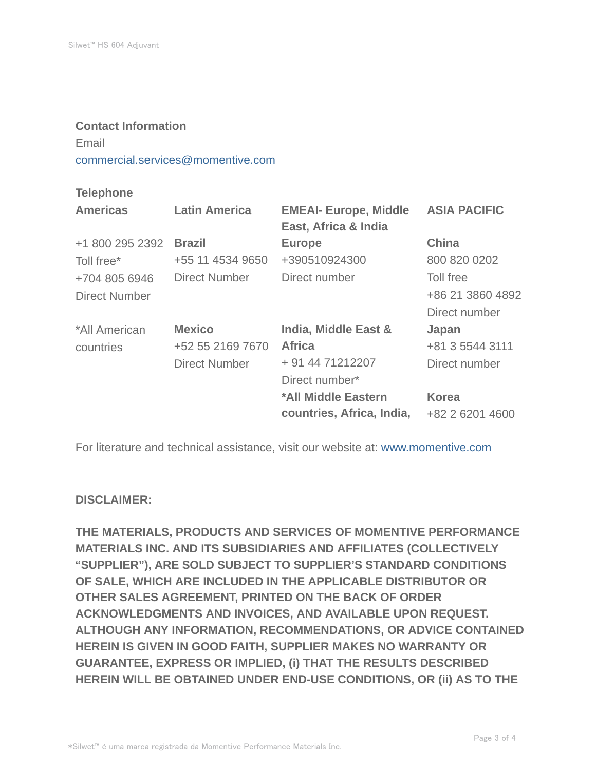**Contact Information**

Email

commercial.services@momentive.com

**Telephone**

| Americas | Latin America | EMEAI- Europe, Middle East, Africa & India | ASIA PACIFIC |
|---|---|---|---|
| +1 800 295 2392 Toll free* +704 805 6946 Direct Number | **Brazil** +55 11 4534 9650 Direct Number | **Europe** +390510924300 Direct number | **China** 800 820 0202 Toll free +86 21 3860 4892 Direct number |
| *All American countries | **Mexico** +52 55 2169 7670 Direct Number | **India, Middle East & Africa** + 91 44 71212207 Direct number* | **Japan** +81 3 5544 3111 Direct number |
| | | ***All Middle Eastern countries, Africa, India,** | **Korea** +82 2 6201 4600 |

For literature and technical assistance, visit our website at: www.momentive.com

**DISCLAIMER:**

**THE MATERIALS, PRODUCTS AND SERVICES OF MOMENTIVE PERFORMANCE MATERIALS INC. AND ITS SUBSIDIARIES AND AFFILIATES (COLLECTIVELY "SUPPLIER"), ARE SOLD SUBJECT TO SUPPLIER'S STANDARD CONDITIONS OF SALE, WHICH ARE INCLUDED IN THE APPLICABLE DISTRIBUTOR OR OTHER SALES AGREEMENT, PRINTED ON THE BACK OF ORDER ACKNOWLEDGMENTS AND INVOICES, AND AVAILABLE UPON REQUEST. ALTHOUGH ANY INFORMATION, RECOMMENDATIONS, OR ADVICE CONTAINED HEREIN IS GIVEN IN GOOD FAITH, SUPPLIER MAKES NO WARRANTY OR GUARANTEE, EXPRESS OR IMPLIED, (i) THAT THE RESULTS DESCRIBED HEREIN WILL BE OBTAINED UNDER END-USE CONDITIONS, OR (ii) AS TO THE**

*Silwet™ é uma marca registrada da Momentive Performance Materials Inc.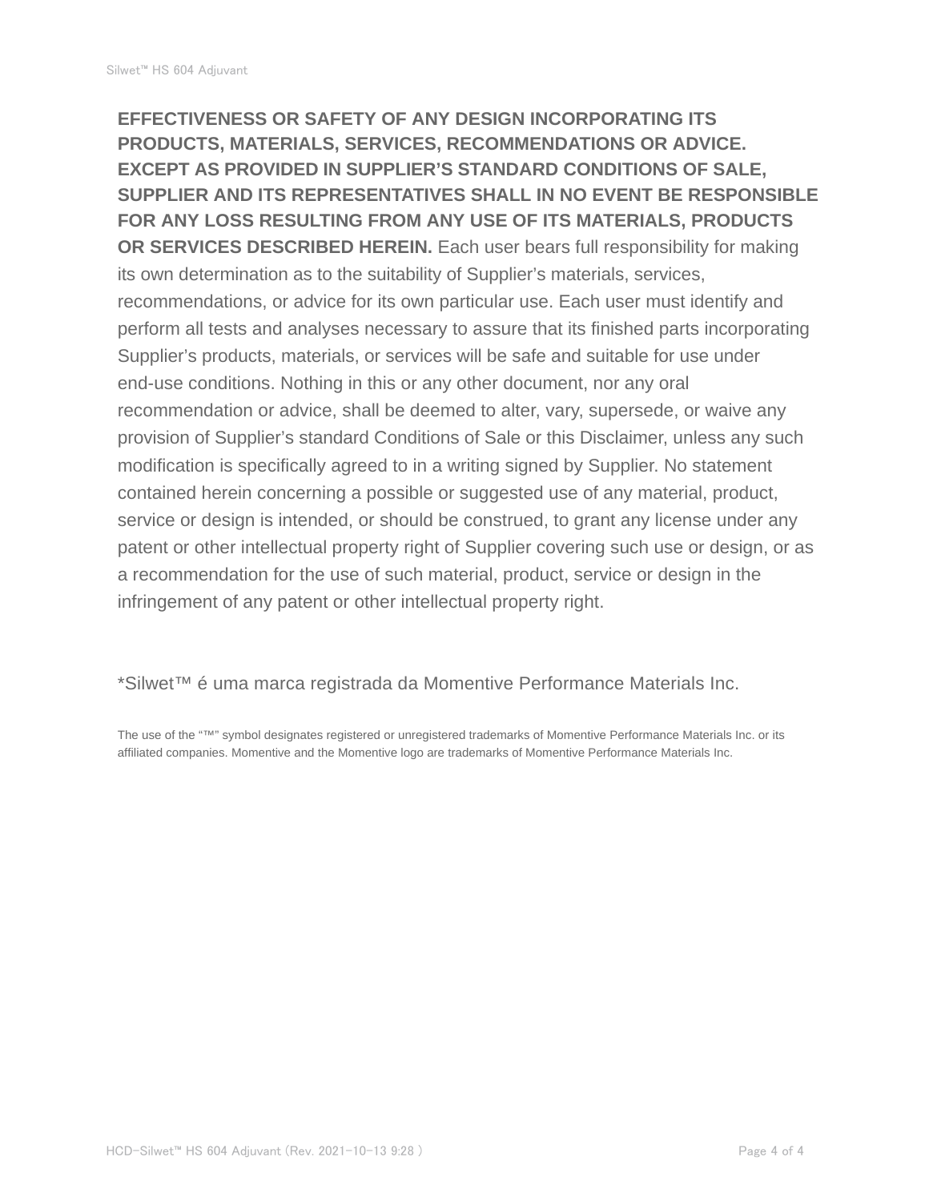**EFFECTIVENESS OR SAFETY OF ANY DESIGN INCORPORATING ITS PRODUCTS, MATERIALS, SERVICES, RECOMMENDATIONS OR ADVICE. EXCEPT AS PROVIDED IN SUPPLIER'S STANDARD CONDITIONS OF SALE, SUPPLIER AND ITS REPRESENTATIVES SHALL IN NO EVENT BE RESPONSIBLE FOR ANY LOSS RESULTING FROM ANY USE OF ITS MATERIALS, PRODUCTS OR SERVICES DESCRIBED HEREIN.** Each user bears full responsibility for making its own determination as to the suitability of Supplier's materials, services, recommendations, or advice for its own particular use. Each user must identify and perform all tests and analyses necessary to assure that its finished parts incorporating Supplier's products, materials, or services will be safe and suitable for use under end-use conditions. Nothing in this or any other document, nor any oral recommendation or advice, shall be deemed to alter, vary, supersede, or waive any provision of Supplier's standard Conditions of Sale or this Disclaimer, unless any such modification is specifically agreed to in a writing signed by Supplier. No statement contained herein concerning a possible or suggested use of any material, product, service or design is intended, or should be construed, to grant any license under any patent or other intellectual property right of Supplier covering such use or design, or as a recommendation for the use of such material, product, service or design in the infringement of any patent or other intellectual property right.

*Silwet™ é uma marca registrada da Momentive Performance Materials Inc.

The use of the "™" symbol designates registered or unregistered trademarks of Momentive Performance Materials Inc. or its affiliated companies. Momentive and the Momentive logo are trademarks of Momentive Performance Materials Inc.